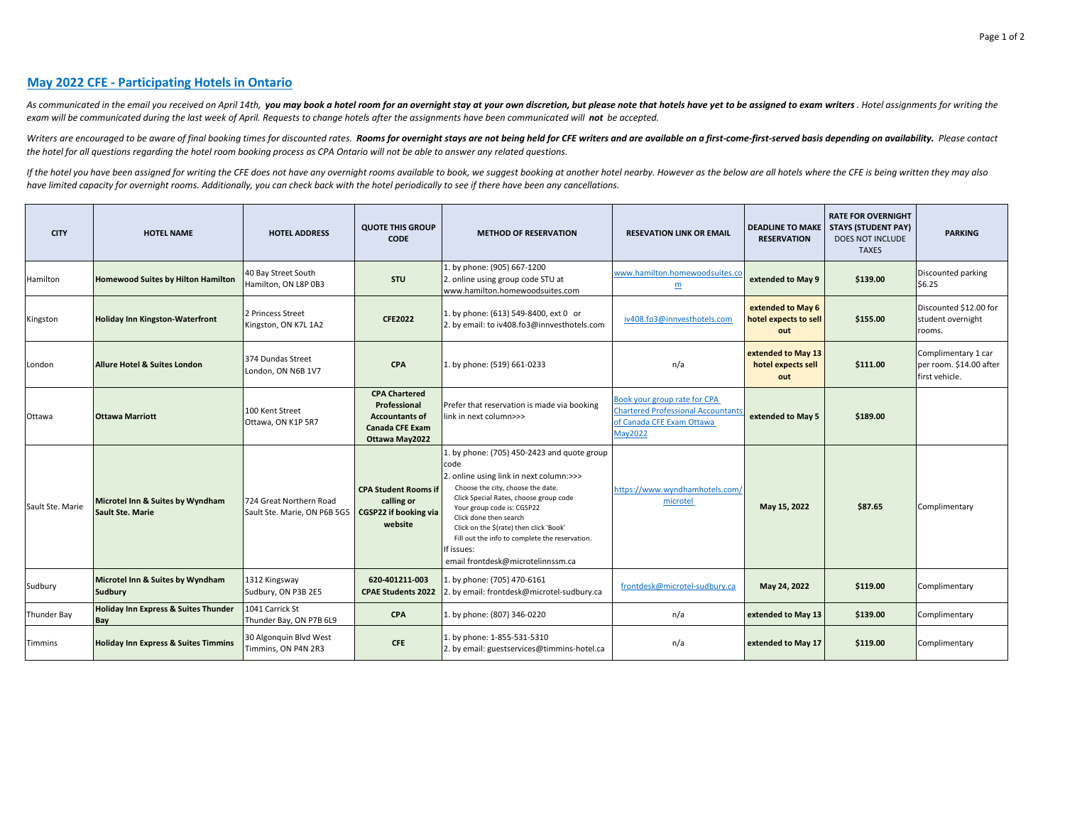## May 2022 CFE - Participating Hotels in Ontario

*As communicated in the email you received on April 14th,* ***you may book a hotel room for an overnight stay at your own discretion, but please note that hotels have yet to be assigned to exam writers****. Hotel assignments for writing the exam will be communicated during the last week of April. Requests to change hotels after the assignments have been communicated will* ***not*** *be accepted.*

*Writers are encouraged to be aware of final booking times for discounted rates.* ***Rooms for overnight stays are not being held for CFE writers and are available on a first-come-first-served basis depending on availability.*** *Please contact the hotel for all questions regarding the hotel room booking process as CPA Ontario will not be able to answer any related questions.*

*If the hotel you have been assigned for writing the CFE does not have any overnight rooms available to book, we suggest booking at another hotel nearby. However as the below are all hotels where the CFE is being written they may also have limited capacity for overnight rooms. Additionally, you can check back with the hotel periodically to see if there have been any cancellations.*

| CITY | HOTEL NAME | HOTEL ADDRESS | QUOTE THIS GROUP CODE | METHOD OF RESERVATION | RESEVATION LINK OR EMAIL | DEADLINE TO MAKE RESERVATION | RATE FOR OVERNIGHT STAYS (STUDENT PAY) DOES NOT INCLUDE TAXES | PARKING |
|---|---|---|---|---|---|---|---|---|
| Hamilton | **Homewood Suites by Hilton Hamilton** | 40 Bay Street South Hamilton, ON L8P 0B3 | **STU** | 1. by phone: (905) 667-1200<br>2. online using group code STU at www.hamilton.homewoodsuites.com | www.hamilton.homewoodsuites.com | **extended to May 9** | **$139.00** | Discounted parking $6.25 |
| Kingston | **Holiday Inn Kingston-Waterfront** | 2 Princess Street Kingston, ON K7L 1A2 | **CFE2022** | 1. by phone: (613) 549-8400, ext 0 or<br>2. by email: to iv408.fo3@innvesthotels.com | iv408.fo3@innvesthotels.com | **extended to May 6 hotel expects to sell out** | **$155.00** | Discounted $12.00 for student overnight rooms. |
| London | **Allure Hotel & Suites London** | 374 Dundas Street London, ON N6B 1V7 | **CPA** | 1. by phone: (519) 661-0233 | n/a | **extended to May 13 hotel expects sell out** | **$111.00** | Complimentary 1 car per room. $14.00 after first vehicle. |
| Ottawa | **Ottawa Marriott** | 100 Kent Street Ottawa, ON K1P 5R7 | **CPA Chartered Professional Accountants of Canada CFE Exam Ottawa May2022** | Prefer that reservation is made via booking link in next column>>> | Book your group rate for CPA Chartered Professional Accountants of Canada CFE Exam Ottawa May2022 | **extended to May 5** | **$189.00** | |
| Sault Ste. Marie | **Microtel Inn & Suites by Wyndham Sault Ste. Marie** | 724 Great Northern Road Sault Ste. Marie, ON P6B 5G5 | **CPA Student Rooms if calling or CGSP22 if booking via website** | 1. by phone: (705) 450-2423 and quote group code<br>2. online using link in next column:>>><br>Choose the city, choose the date.<br>Click Special Rates, choose group code<br>Your group code is: CGSP22<br>Click done then search<br>Click on the $(rate) then click 'Book'<br>Fill out the info to complete the reservation.<br>If issues:<br>email frontdesk@microtelinnssm.ca | https://www.wyndhamhotels.com/microtel | **May 15, 2022** | **$87.65** | Complimentary |
| Sudbury | **Microtel Inn & Suites by Wyndham Sudbury** | 1312 Kingsway Sudbury, ON P3B 2E5 | **620-401211-003 CPAE Students 2022** | 1. by phone: (705) 470-6161<br>2. by email: frontdesk@microtel-sudbury.ca | frontdesk@microtel-sudbury.ca | **May 24, 2022** | **$119.00** | Complimentary |
| Thunder Bay | **Holiday Inn Express & Suites Thunder Bay** | 1041 Carrick St Thunder Bay, ON P7B 6L9 | **CPA** | 1. by phone: (807) 346-0220 | n/a | **extended to May 13** | **$139.00** | Complimentary |
| Timmins | **Holiday Inn Express & Suites Timmins** | 30 Algonquin Blvd West Timmins, ON P4N 2R3 | **CFE** | 1. by phone: 1-855-531-5310<br>2. by email: guestservices@timmins-hotel.ca | n/a | **extended to May 17** | **$119.00** | Complimentary |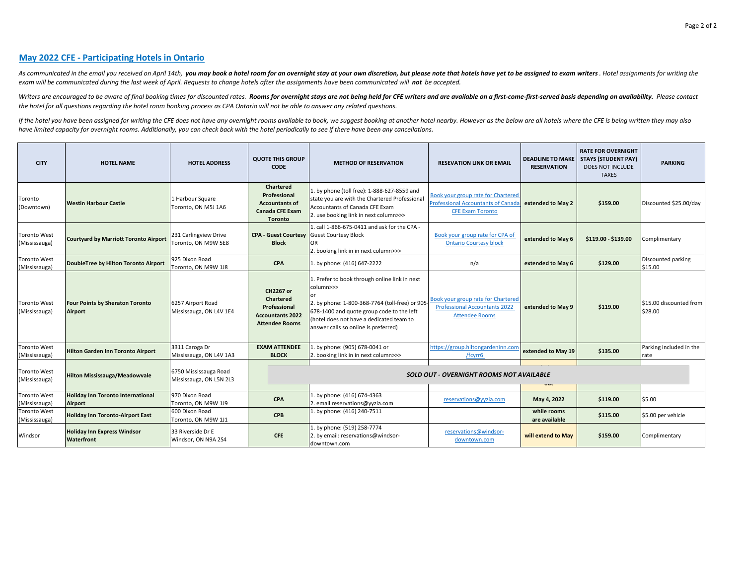## May 2022 CFE - Participating Hotels in Ontario

*As communicated in the email you received on April 14th,* ***you may book a hotel room for an overnight stay at your own discretion, but please note that hotels have yet to be assigned to exam writers****. Hotel assignments for writing the exam will be communicated during the last week of April. Requests to change hotels after the assignments have been communicated will* ***not*** *be accepted.*

*Writers are encouraged to be aware of final booking times for discounted rates.* ***Rooms for overnight stays are not being held for CFE writers and are available on a first-come-first-served basis depending on availability.*** *Please contact the hotel for all questions regarding the hotel room booking process as CPA Ontario will not be able to answer any related questions.*

*If the hotel you have been assigned for writing the CFE does not have any overnight rooms available to book, we suggest booking at another hotel nearby. However as the below are all hotels where the CFE is being written they may also have limited capacity for overnight rooms. Additionally, you can check back with the hotel periodically to see if there have been any cancellations.*

| CITY | HOTEL NAME | HOTEL ADDRESS | QUOTE THIS GROUP CODE | METHOD OF RESERVATION | RESEVATION LINK OR EMAIL | DEADLINE TO MAKE RESERVATION | RATE FOR OVERNIGHT STAYS (STUDENT PAY) DOES NOT INCLUDE TAXES | PARKING |
|---|---|---|---|---|---|---|---|---|
| Toronto (Downtown) | **Westin Harbour Castle** | 1 Harbour Square Toronto, ON M5J 1A6 | **Chartered Professional Accountants of Canada CFE Exam Toronto** | 1. by phone (toll free): 1-888-627-8559 and state you are with the Chartered Professional Accountants of Canada CFE Exam 2. use booking link in next column>>> | Book your group rate for Chartered Professional Accountants of Canada CFE Exam Toronto | **extended to May 2** | **$159.00** | Discounted $25.00/day |
| Toronto West (Mississauga) | **Courtyard by Marriott Toronto Airport** | 231 Carlingview Drive Toronto, ON M9W 5E8 | **CPA - Guest Courtesy Block** | 1. call 1-866-675-0411 and ask for the CPA - Guest Courtesy Block OR 2. booking link in in next column>>> | Book your group rate for CPA of Ontario Courtesy block | **extended to May 6** | **$119.00 - $139.00** | Complimentary |
| Toronto West (Mississauga) | **DoubleTree by Hilton Toronto Airport** | 925 Dixon Road Toronto, ON M9W 1J8 | **CPA** | 1. by phone: (416) 647-2222 | n/a | **extended to May 6** | **$129.00** | Discounted parking $15.00 |
| Toronto West (Mississauga) | **Four Points by Sheraton Toronto Airport** | 6257 Airport Road Mississauga, ON L4V 1E4 | **CH2267 or Chartered Professional Accountants 2022 Attendee Rooms** | 1. Prefer to book through online link in next column>>> or 2. by phone: 1-800-368-7764 (toll-free) or 905-678-1400 and quote group code to the left (hotel does not have a dedicated team to answer calls so online is preferred) | Book your group rate for Chartered Professional Accountants 2022 Attendee Rooms | **extended to May 9** | **$119.00** | $15.00 discounted from $28.00 |
| Toronto West (Mississauga) | **Hilton Garden Inn Toronto Airport** | 3311 Caroga Dr Mississauga, ON L4V 1A3 | **EXAM ATTENDEE BLOCK** | 1. by phone: (905) 678-0041 or 2. booking link in in next column>>> | https://group.hiltongardeninn.com/fcyrr6 | **extended to May 19** | **$135.00** | Parking included in the rate |
| Toronto West (Mississauga) | **Hilton Mississauga/Meadowvale** | 6750 Mississauga Road Mississauga, ON L5N 2L3 | ***SOLD OUT - OVERNIGHT ROOMS NOT AVAILABLE*** | | | | | |
| Toronto West (Mississauga) | **Holiday Inn Toronto International Airport** | 970 Dixon Road Toronto, ON M9W 1J9 | **CPA** | 1. by phone: (416) 674-4363 2. email reservations@yyzia.com | reservations@yyzia.com | **May 4, 2022** | **$119.00** | $5.00 |
| Toronto West (Mississauga) | **Holiday Inn Toronto-Airport East** | 600 Dixon Road Toronto, ON M9W 1J1 | **CPB** | 1. by phone: (416) 240-7511 | | **while rooms are available** | **$115.00** | $5.00 per vehicle |
| Windsor | **Holiday Inn Express Windsor Waterfront** | 33 Riverside Dr E Windsor, ON N9A 2S4 | **CFE** | 1. by phone: (519) 258-7774 2. by email: reservations@windsor-downtown.com | reservations@windsor-downtown.com | **will extend to May** | **$159.00** | Complimentary |